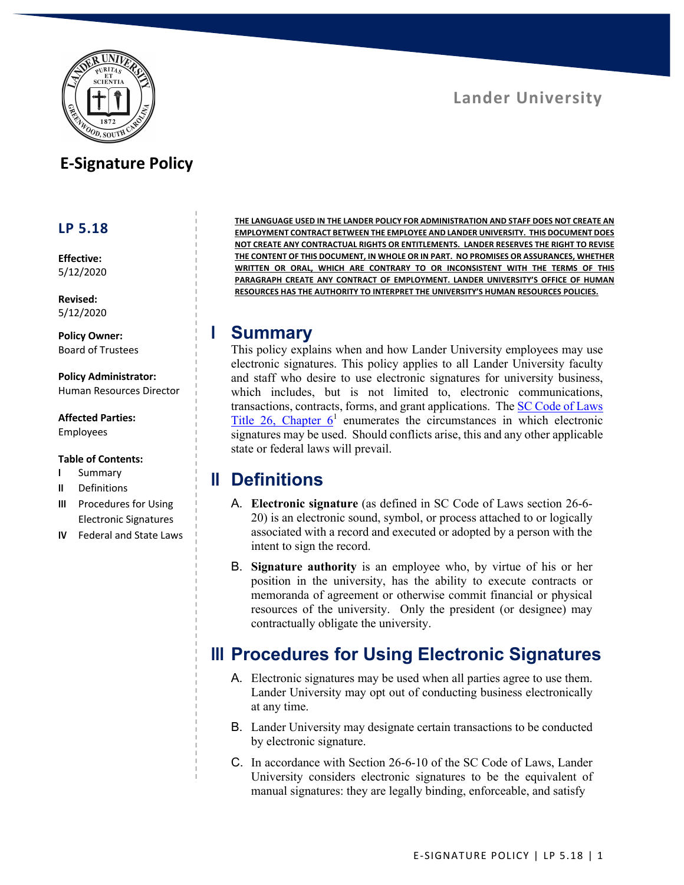Lander University

# E-Signature Policy

## LP 5.18

**Effective:**
5/12/2020

**Revised:**
5/12/2020

**Policy Owner:**
Board of Trustees

**Policy Administrator:**
Human Resources Director

**Affected Parties:**
Employees

**Table of Contents:**

- I Summary
- II Definitions
- III Procedures for Using Electronic Signatures
- IV Federal and State Laws

**THE LANGUAGE USED IN THE LANDER POLICY FOR ADMINISTRATION AND STAFF DOES NOT CREATE AN EMPLOYMENT CONTRACT BETWEEN THE EMPLOYEE AND LANDER UNIVERSITY. THIS DOCUMENT DOES NOT CREATE ANY CONTRACTUAL RIGHTS OR ENTITLEMENTS. LANDER RESERVES THE RIGHT TO REVISE THE CONTENT OF THIS DOCUMENT, IN WHOLE OR IN PART. NO PROMISES OR ASSURANCES, WHETHER WRITTEN OR ORAL, WHICH ARE CONTRARY TO OR INCONSISTENT WITH THE TERMS OF THIS PARAGRAPH CREATE ANY CONTRACT OF EMPLOYMENT. LANDER UNIVERSITY'S OFFICE OF HUMAN RESOURCES HAS THE AUTHORITY TO INTERPRET THE UNIVERSITY'S HUMAN RESOURCES POLICIES.**

## I Summary

This policy explains when and how Lander University employees may use electronic signatures. This policy applies to all Lander University faculty and staff who desire to use electronic signatures for university business, which includes, but is not limited to, electronic communications, transactions, contracts, forms, and grant applications. The SC Code of Laws Title 26, Chapter 6[1] enumerates the circumstances in which electronic signatures may be used. Should conflicts arise, this and any other applicable state or federal laws will prevail.

## II Definitions

A. **Electronic signature** (as defined in SC Code of Laws section 26-6-20) is an electronic sound, symbol, or process attached to or logically associated with a record and executed or adopted by a person with the intent to sign the record.

B. **Signature authority** is an employee who, by virtue of his or her position in the university, has the ability to execute contracts or memoranda of agreement or otherwise commit financial or physical resources of the university. Only the president (or designee) may contractually obligate the university.

## III Procedures for Using Electronic Signatures

A. Electronic signatures may be used when all parties agree to use them. Lander University may opt out of conducting business electronically at any time.

B. Lander University may designate certain transactions to be conducted by electronic signature.

C. In accordance with Section 26-6-10 of the SC Code of Laws, Lander University considers electronic signatures to be the equivalent of manual signatures: they are legally binding, enforceable, and satisfy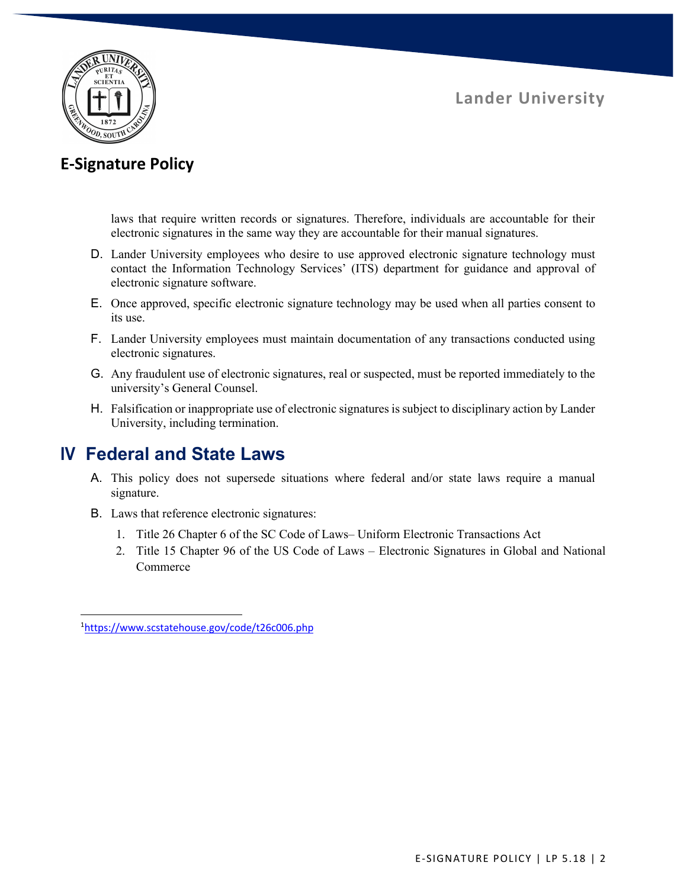laws that require written records or signatures. Therefore, individuals are accountable for their electronic signatures in the same way they are accountable for their manual signatures.

D. Lander University employees who desire to use approved electronic signature technology must contact the Information Technology Services' (ITS) department for guidance and approval of electronic signature software.

E. Once approved, specific electronic signature technology may be used when all parties consent to its use.

F. Lander University employees must maintain documentation of any transactions conducted using electronic signatures.

G. Any fraudulent use of electronic signatures, real or suspected, must be reported immediately to the university's General Counsel.

H. Falsification or inappropriate use of electronic signatures is subject to disciplinary action by Lander University, including termination.

## IV Federal and State Laws

A. This policy does not supersede situations where federal and/or state laws require a manual signature.

B. Laws that reference electronic signatures:

1. Title 26 Chapter 6 of the SC Code of Laws– Uniform Electronic Transactions Act
2. Title 15 Chapter 96 of the US Code of Laws – Electronic Signatures in Global and National Commerce

[1] https://www.scstatehouse.gov/code/t26c006.php